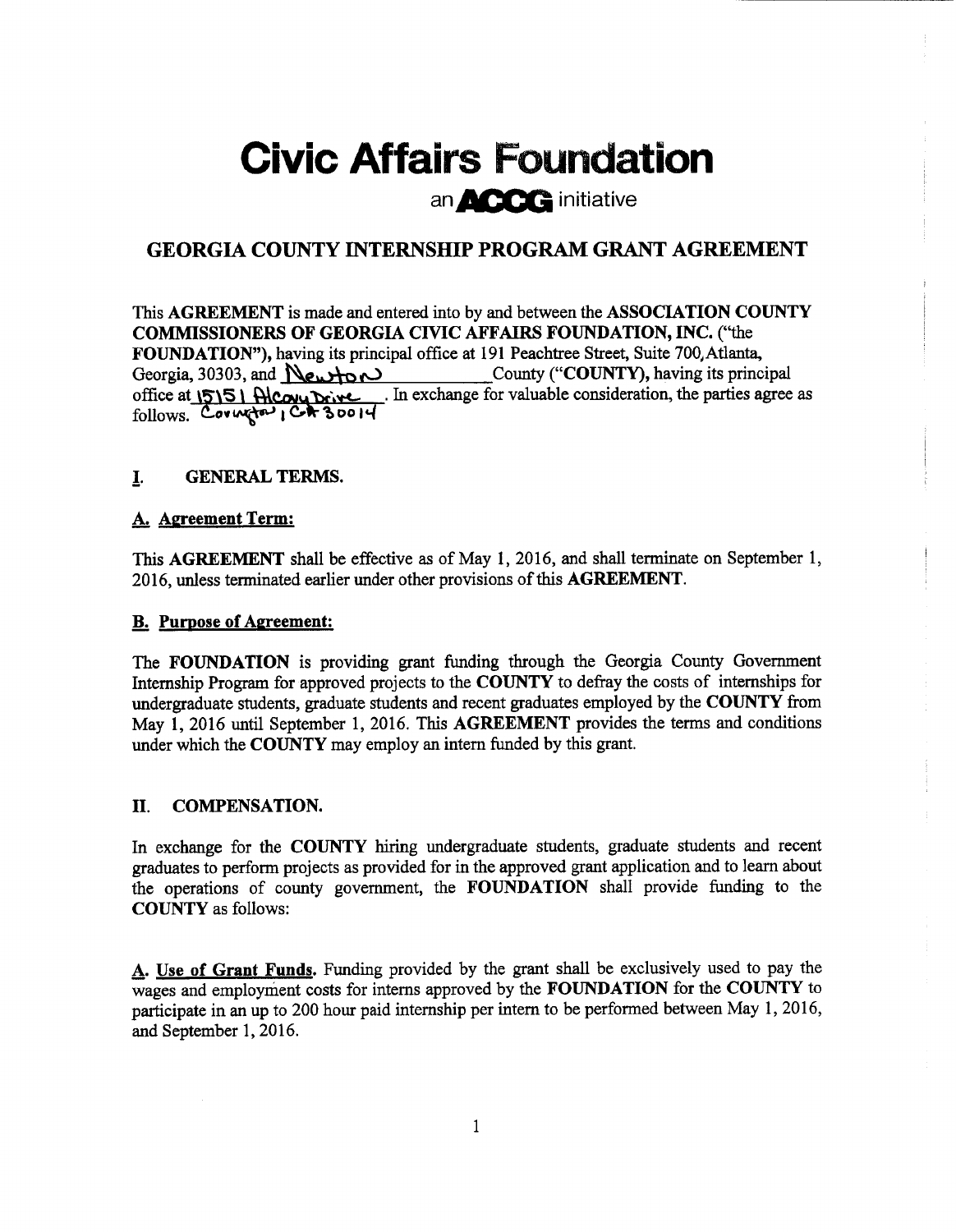# Civic Affairs Foundation

an **ACCG** initiative

## GEORGIA COUNTY INTERNSHIP PROGRAM GRANT AGREEMENT

This **AGREEMENT** is made and entered into by and between the **ASSOCIATION COUNTY COMMISSIONERS OF GEORGIA CIVIC AFFAIRS FOUNDATION, INC.** ("the **FOUNDATION"**), having its principal office at 191 Peachtree Street, Suite 700, Atlanta, Georgia, 30303, and Newton County ("**COUNTY**), having its principal office at 15151 Alcovy Drive. In exchange for valuable consideration, the parties agree as follows. Covington, GA 30014

### I. GENERAL TERMS.

**A. Agreement Term:**

This **AGREEMENT** shall be effective as of May 1, 2016, and shall terminate on September 1, 2016, unless terminated earlier under other provisions of this **AGREEMENT**.

**B. Purpose of Agreement:**

The **FOUNDATION** is providing grant funding through the Georgia County Government Internship Program for approved projects to the **COUNTY** to defray the costs of internships for undergraduate students, graduate students and recent graduates employed by the **COUNTY** from May 1, 2016 until September 1, 2016. This **AGREEMENT** provides the terms and conditions under which the **COUNTY** may employ an intern funded by this grant.

### II. COMPENSATION.

In exchange for the **COUNTY** hiring undergraduate students, graduate students and recent graduates to perform projects as provided for in the approved grant application and to learn about the operations of county government, the **FOUNDATION** shall provide funding to the **COUNTY** as follows:

**A. Use of Grant Funds.** Funding provided by the grant shall be exclusively used to pay the wages and employment costs for interns approved by the **FOUNDATION** for the **COUNTY** to participate in an up to 200 hour paid internship per intern to be performed between May 1, 2016, and September 1, 2016.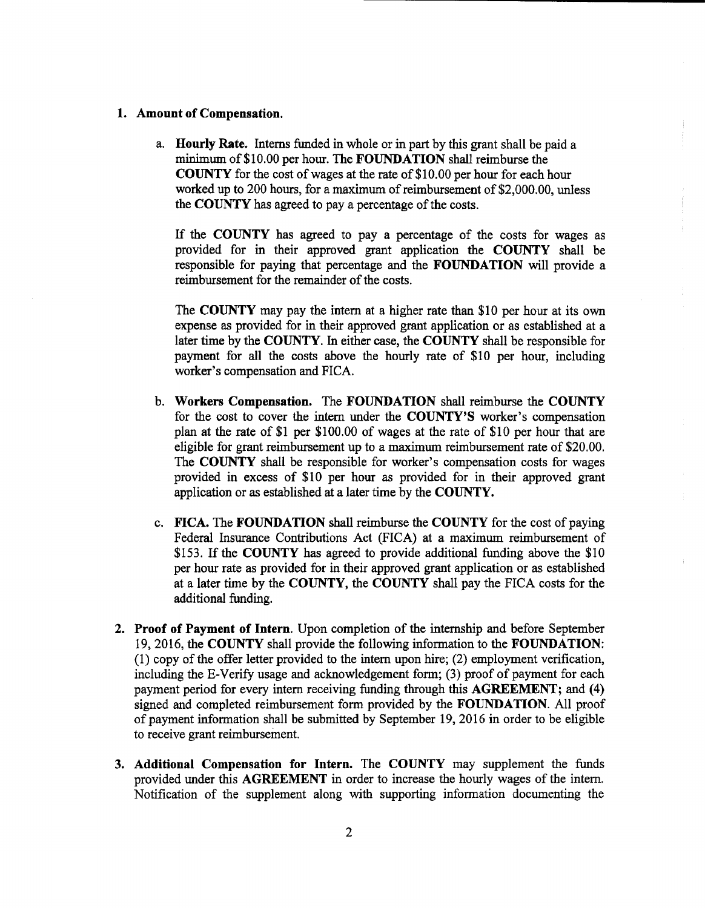1. **Amount of Compensation.**

    a. **Hourly Rate.** Interns funded in whole or in part by this grant shall be paid a minimum of $10.00 per hour. The **FOUNDATION** shall reimburse the **COUNTY** for the cost of wages at the rate of $10.00 per hour for each hour worked up to 200 hours, for a maximum of reimbursement of $2,000.00, unless the **COUNTY** has agreed to pay a percentage of the costs.

    If the **COUNTY** has agreed to pay a percentage of the costs for wages as provided for in their approved grant application the **COUNTY** shall be responsible for paying that percentage and the **FOUNDATION** will provide a reimbursement for the remainder of the costs.

    The **COUNTY** may pay the intern at a higher rate than $10 per hour at its own expense as provided for in their approved grant application or as established at a later time by the **COUNTY**. In either case, the **COUNTY** shall be responsible for payment for all the costs above the hourly rate of $10 per hour, including worker's compensation and FICA.

    b. **Workers Compensation.** The **FOUNDATION** shall reimburse the **COUNTY** for the cost to cover the intern under the **COUNTY'S** worker's compensation plan at the rate of $1 per $100.00 of wages at the rate of $10 per hour that are eligible for grant reimbursement up to a maximum reimbursement rate of $20.00. The **COUNTY** shall be responsible for worker's compensation costs for wages provided in excess of $10 per hour as provided for in their approved grant application or as established at a later time by the **COUNTY.**

    c. **FICA.** The **FOUNDATION** shall reimburse the **COUNTY** for the cost of paying Federal Insurance Contributions Act (FICA) at a maximum reimbursement of $153. If the **COUNTY** has agreed to provide additional funding above the $10 per hour rate as provided for in their approved grant application or as established at a later time by the **COUNTY**, the **COUNTY** shall pay the FICA costs for the additional funding.

2. **Proof of Payment of Intern.** Upon completion of the internship and before September 19, 2016, the **COUNTY** shall provide the following information to the **FOUNDATION**: (1) copy of the offer letter provided to the intern upon hire; (2) employment verification, including the E-Verify usage and acknowledgement form; (3) proof of payment for each payment period for every intern receiving funding through this **AGREEMENT;** and (4) signed and completed reimbursement form provided by the **FOUNDATION**. All proof of payment information shall be submitted by September 19, 2016 in order to be eligible to receive grant reimbursement.

3. **Additional Compensation for Intern.** The **COUNTY** may supplement the funds provided under this **AGREEMENT** in order to increase the hourly wages of the intern. Notification of the supplement along with supporting information documenting the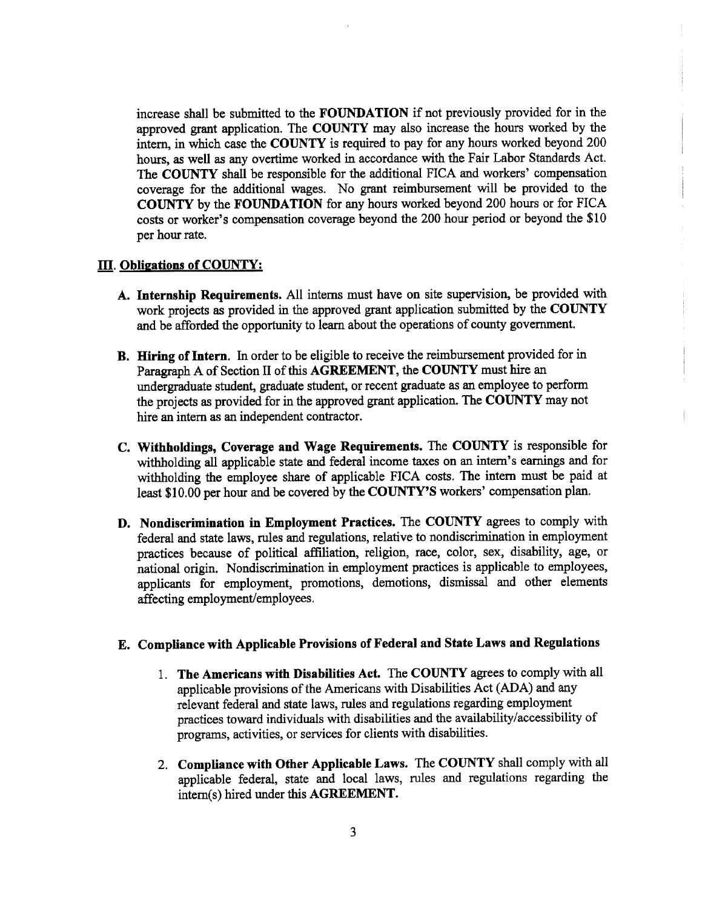increase shall be submitted to the **FOUNDATION** if not previously provided for in the approved grant application. The **COUNTY** may also increase the hours worked by the intern, in which case the **COUNTY** is required to pay for any hours worked beyond 200 hours, as well as any overtime worked in accordance with the Fair Labor Standards Act. The **COUNTY** shall be responsible for the additional FICA and workers' compensation coverage for the additional wages. No grant reimbursement will be provided to the **COUNTY** by the **FOUNDATION** for any hours worked beyond 200 hours or for FICA costs or worker's compensation coverage beyond the 200 hour period or beyond the $10 per hour rate.

## III. Obligations of COUNTY:

**A. Internship Requirements.** All interns must have on site supervision, be provided with work projects as provided in the approved grant application submitted by the **COUNTY** and be afforded the opportunity to learn about the operations of county government.

**B. Hiring of Intern.** In order to be eligible to receive the reimbursement provided for in Paragraph A of Section II of this **AGREEMENT**, the **COUNTY** must hire an undergraduate student, graduate student, or recent graduate as an employee to perform the projects as provided for in the approved grant application. The **COUNTY** may not hire an intern as an independent contractor.

**C. Withholdings, Coverage and Wage Requirements.** The **COUNTY** is responsible for withholding all applicable state and federal income taxes on an intern's earnings and for withholding the employee share of applicable FICA costs. The intern must be paid at least $10.00 per hour and be covered by the **COUNTY'S** workers' compensation plan.

**D. Nondiscrimination in Employment Practices.** The **COUNTY** agrees to comply with federal and state laws, rules and regulations, relative to nondiscrimination in employment practices because of political affiliation, religion, race, color, sex, disability, age, or national origin. Nondiscrimination in employment practices is applicable to employees, applicants for employment, promotions, demotions, dismissal and other elements affecting employment/employees.

**E. Compliance with Applicable Provisions of Federal and State Laws and Regulations**

1. **The Americans with Disabilities Act.** The **COUNTY** agrees to comply with all applicable provisions of the Americans with Disabilities Act (ADA) and any relevant federal and state laws, rules and regulations regarding employment practices toward individuals with disabilities and the availability/accessibility of programs, activities, or services for clients with disabilities.

2. **Compliance with Other Applicable Laws.** The **COUNTY** shall comply with all applicable federal, state and local laws, rules and regulations regarding the intern(s) hired under this **AGREEMENT.**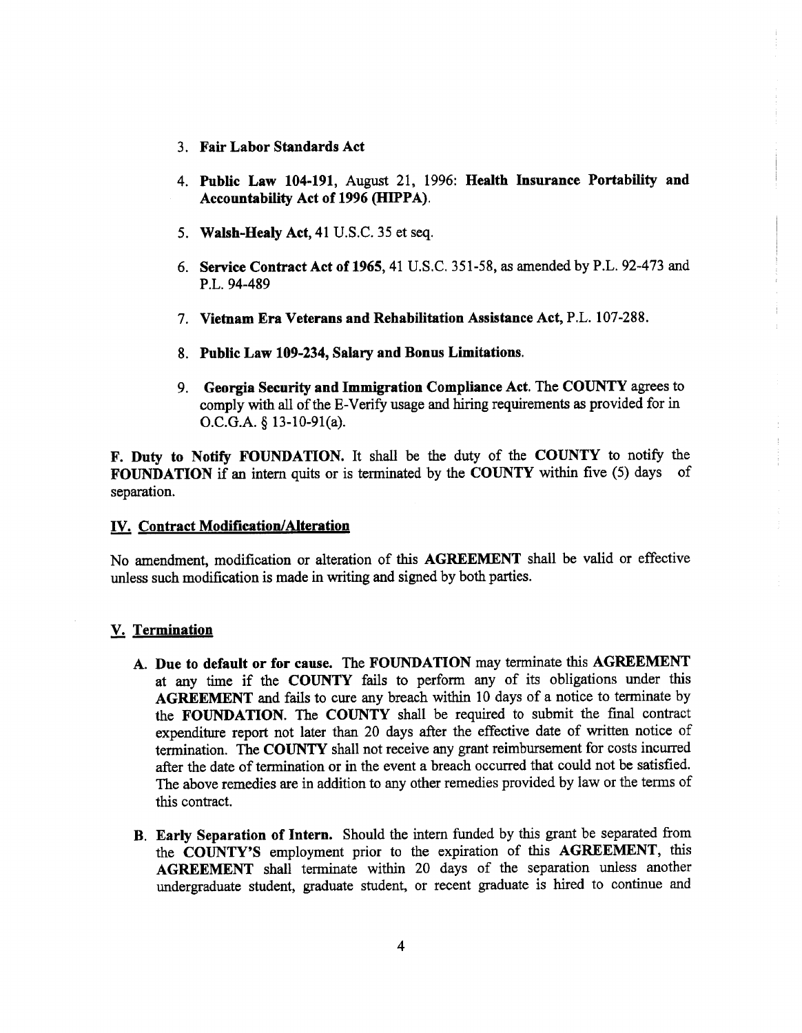3. **Fair Labor Standards Act**

4. **Public Law 104-191**, August 21, 1996: **Health Insurance Portability and Accountability Act of 1996 (HIPPA)**.

5. **Walsh-Healy Act,** 41 U.S.C. 35 et seq.

6. **Service Contract Act of 1965**, 41 U.S.C. 351-58, as amended by P.L. 92-473 and P.L. 94-489

7. **Vietnam Era Veterans and Rehabilitation Assistance Act,** P.L. 107-288.

8. **Public Law 109-234, Salary and Bonus Limitations.**

9. **Georgia Security and Immigration Compliance Act.** The **COUNTY** agrees to comply with all of the E-Verify usage and hiring requirements as provided for in O.C.G.A. § 13-10-91(a).

**F. Duty to Notify FOUNDATION.** It shall be the duty of the **COUNTY** to notify the **FOUNDATION** if an intern quits or is terminated by the **COUNTY** within five (5) days of separation.

## IV. Contract Modification/Alteration

No amendment, modification or alteration of this **AGREEMENT** shall be valid or effective unless such modification is made in writing and signed by both parties.

## V. Termination

**A. Due to default or for cause.** The **FOUNDATION** may terminate this **AGREEMENT** at any time if the **COUNTY** fails to perform any of its obligations under this **AGREEMENT** and fails to cure any breach within 10 days of a notice to terminate by the **FOUNDATION.** The **COUNTY** shall be required to submit the final contract expenditure report not later than 20 days after the effective date of written notice of termination. The **COUNTY** shall not receive any grant reimbursement for costs incurred after the date of termination or in the event a breach occurred that could not be satisfied. The above remedies are in addition to any other remedies provided by law or the terms of this contract.

**B. Early Separation of Intern.** Should the intern funded by this grant be separated from the **COUNTY'S** employment prior to the expiration of this **AGREEMENT,** this **AGREEMENT** shall terminate within 20 days of the separation unless another undergraduate student, graduate student, or recent graduate is hired to continue and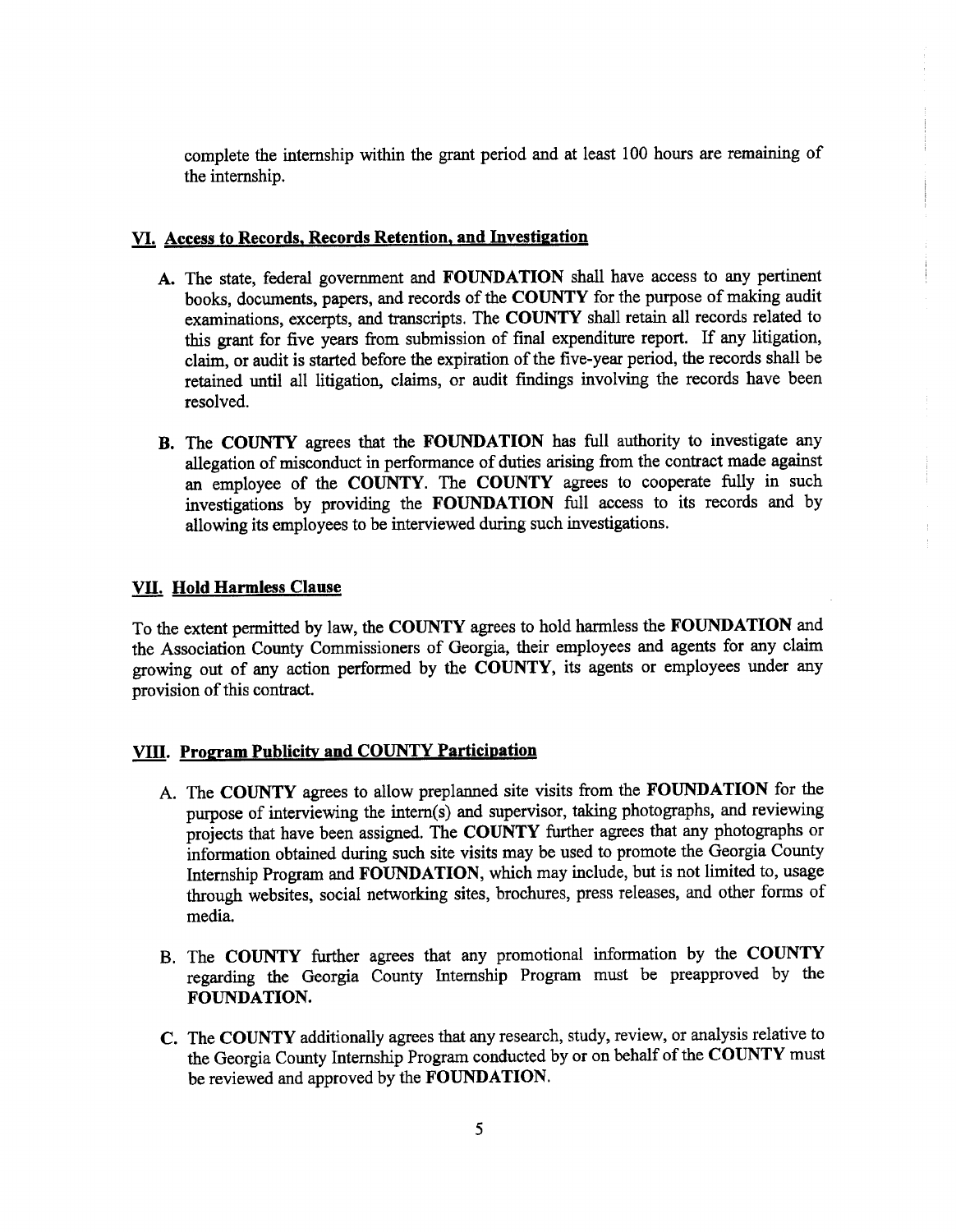complete the internship within the grant period and at least 100 hours are remaining of the internship.

## VI. Access to Records, Records Retention, and Investigation

A. The state, federal government and **FOUNDATION** shall have access to any pertinent books, documents, papers, and records of the **COUNTY** for the purpose of making audit examinations, excerpts, and transcripts. The **COUNTY** shall retain all records related to this grant for five years from submission of final expenditure report. If any litigation, claim, or audit is started before the expiration of the five-year period, the records shall be retained until all litigation, claims, or audit findings involving the records have been resolved.

B. The **COUNTY** agrees that the **FOUNDATION** has full authority to investigate any allegation of misconduct in performance of duties arising from the contract made against an employee of the **COUNTY**. The **COUNTY** agrees to cooperate fully in such investigations by providing the **FOUNDATION** full access to its records and by allowing its employees to be interviewed during such investigations.

## VII. Hold Harmless Clause

To the extent permitted by law, the **COUNTY** agrees to hold harmless the **FOUNDATION** and the Association County Commissioners of Georgia, their employees and agents for any claim growing out of any action performed by the **COUNTY**, its agents or employees under any provision of this contract.

## VIII. Program Publicity and COUNTY Participation

A. The **COUNTY** agrees to allow preplanned site visits from the **FOUNDATION** for the purpose of interviewing the intern(s) and supervisor, taking photographs, and reviewing projects that have been assigned. The **COUNTY** further agrees that any photographs or information obtained during such site visits may be used to promote the Georgia County Internship Program and **FOUNDATION**, which may include, but is not limited to, usage through websites, social networking sites, brochures, press releases, and other forms of media.

B. The **COUNTY** further agrees that any promotional information by the **COUNTY** regarding the Georgia County Internship Program must be preapproved by the **FOUNDATION.**

C. The **COUNTY** additionally agrees that any research, study, review, or analysis relative to the Georgia County Internship Program conducted by or on behalf of the **COUNTY** must be reviewed and approved by the **FOUNDATION**.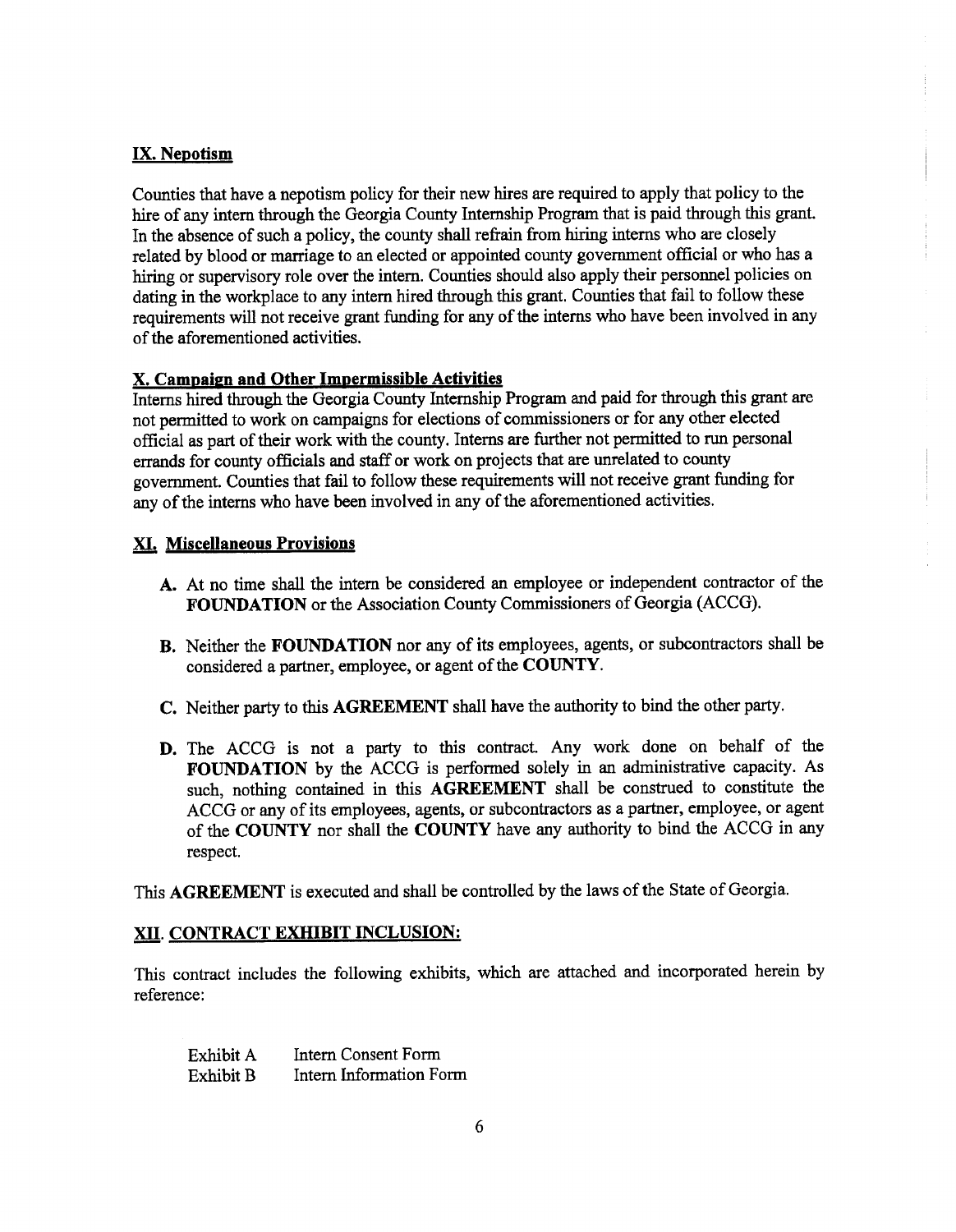## IX. Nepotism

Counties that have a nepotism policy for their new hires are required to apply that policy to the hire of any intern through the Georgia County Internship Program that is paid through this grant. In the absence of such a policy, the county shall refrain from hiring interns who are closely related by blood or marriage to an elected or appointed county government official or who has a hiring or supervisory role over the intern. Counties should also apply their personnel policies on dating in the workplace to any intern hired through this grant. Counties that fail to follow these requirements will not receive grant funding for any of the interns who have been involved in any of the aforementioned activities.

## X. Campaign and Other Impermissible Activities

Interns hired through the Georgia County Internship Program and paid for through this grant are not permitted to work on campaigns for elections of commissioners or for any other elected official as part of their work with the county. Interns are further not permitted to run personal errands for county officials and staff or work on projects that are unrelated to county government. Counties that fail to follow these requirements will not receive grant funding for any of the interns who have been involved in any of the aforementioned activities.

## XI. Miscellaneous Provisions

**A.** At no time shall the intern be considered an employee or independent contractor of the **FOUNDATION** or the Association County Commissioners of Georgia (ACCG).

**B.** Neither the **FOUNDATION** nor any of its employees, agents, or subcontractors shall be considered a partner, employee, or agent of the **COUNTY**.

**C.** Neither party to this **AGREEMENT** shall have the authority to bind the other party.

**D.** The ACCG is not a party to this contract. Any work done on behalf of the **FOUNDATION** by the ACCG is performed solely in an administrative capacity. As such, nothing contained in this **AGREEMENT** shall be construed to constitute the ACCG or any of its employees, agents, or subcontractors as a partner, employee, or agent of the **COUNTY** nor shall the **COUNTY** have any authority to bind the ACCG in any respect.

This **AGREEMENT** is executed and shall be controlled by the laws of the State of Georgia.

## XII. CONTRACT EXHIBIT INCLUSION:

This contract includes the following exhibits, which are attached and incorporated herein by reference:

| | |
|---|---|
| Exhibit A | Intern Consent Form |
| Exhibit B | Intern Information Form |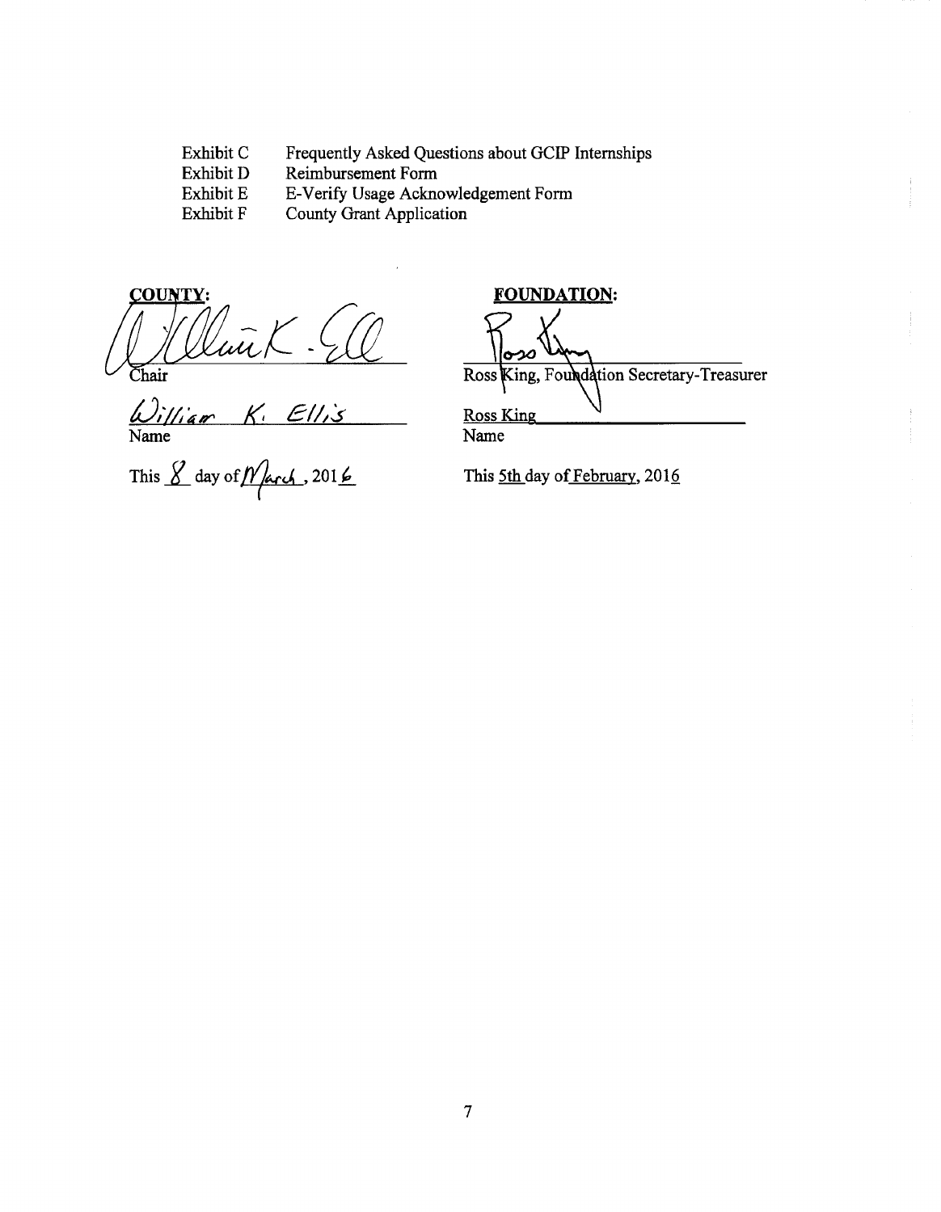| | |
|---|---|
| Exhibit C | Frequently Asked Questions about GCIP Internships |
| Exhibit D | Reimbursement Form |
| Exhibit E | E-Verify Usage Acknowledgement Form |
| Exhibit F | County Grant Application |

**COUNTY:**

Chair

William K. Ellis
Name

This 8 day of March, 2016

**FOUNDATION:**

Ross King, Foundation Secretary-Treasurer

Ross King
Name

This 5th day of February, 2016